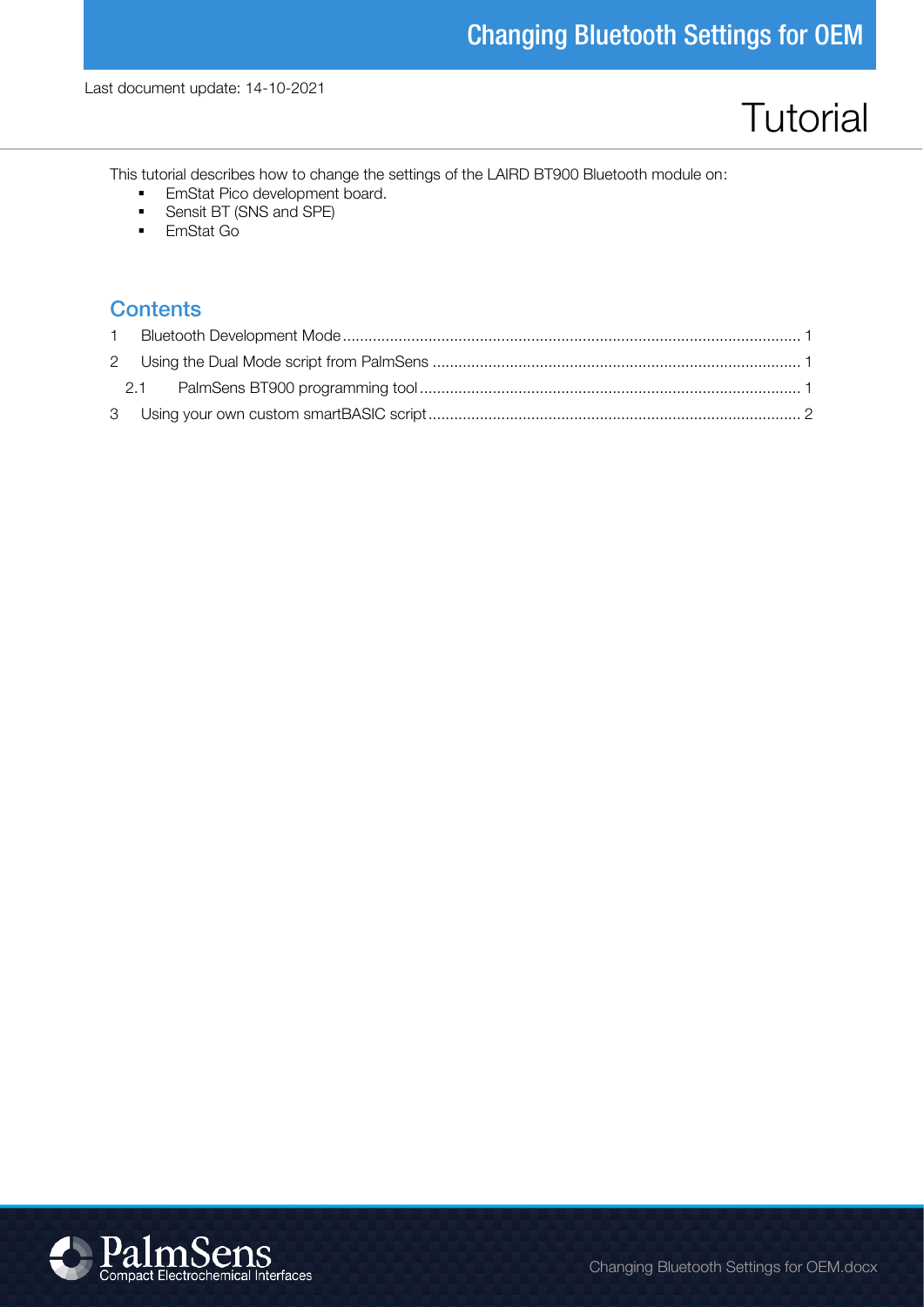# Changing Bluetooth Settings for OEM

Last document update: 14-10-2021

# Tutorial

This tutorial describes how to change the settings of the LAIRD BT900 Bluetooth module on:

- EmStat Pico development board.
- Sensit BT (SNS and SPE)
- EmStat Go

## Contents

1 Bluetooth Development Mode .......... 1

2 Using the Dual Mode script from PalmSens .......... 1

2.1 PalmSens BT900 programming tool .......... 1

3 Using your own custom smartBASIC script .......... 2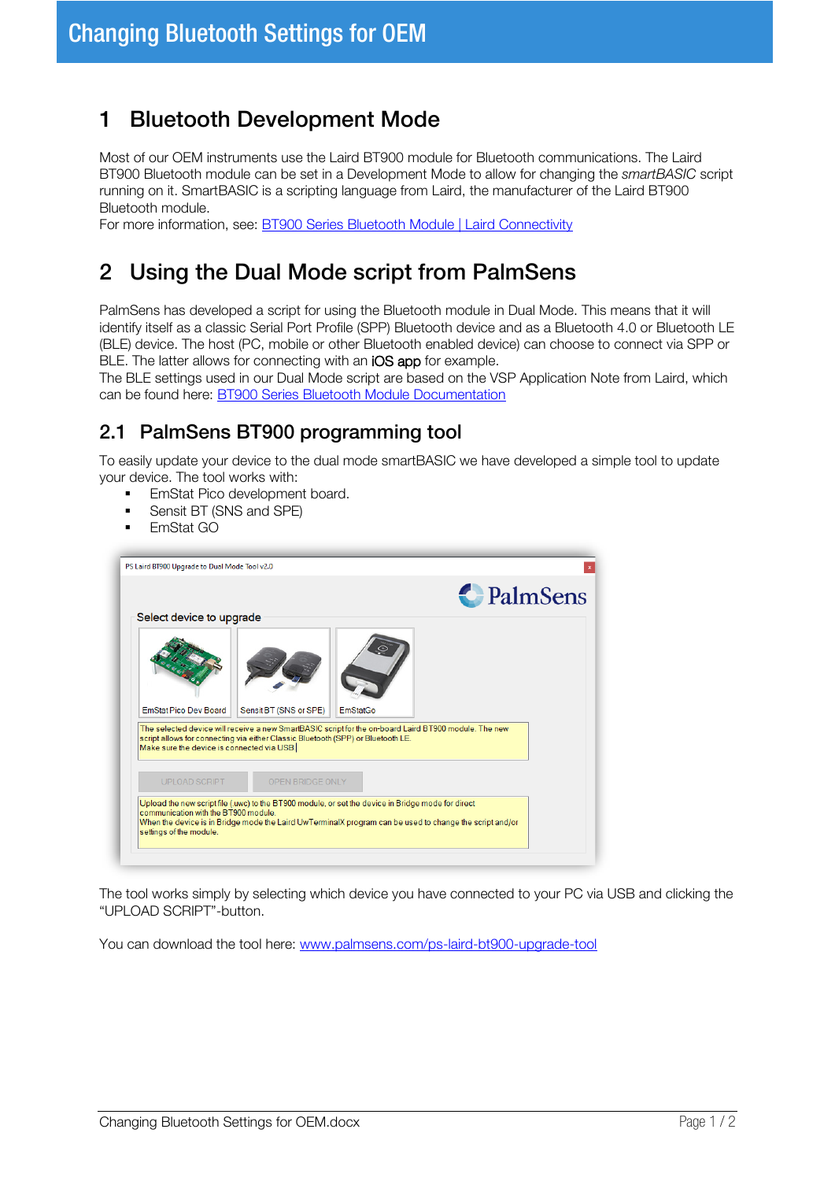// Changing Bluetooth Settings for OEM

# 1 Bluetooth Development Mode

Most of our OEM instruments use the Laird BT900 module for Bluetooth communications. The Laird BT900 Bluetooth module can be set in a Development Mode to allow for changing the *smartBASIC* script running on it. SmartBASIC is a scripting language from Laird, the manufacturer of the Laird BT900 Bluetooth module.
For more information, see: [BT900 Series Bluetooth Module | Laird Connectivity]

# 2 Using the Dual Mode script from PalmSens

PalmSens has developed a script for using the Bluetooth module in Dual Mode. This means that it will identify itself as a classic Serial Port Profile (SPP) Bluetooth device and as a Bluetooth 4.0 or Bluetooth LE (BLE) device. The host (PC, mobile or other Bluetooth enabled device) can choose to connect via SPP or BLE. The latter allows for connecting with an iOS app for example.
The BLE settings used in our Dual Mode script are based on the VSP Application Note from Laird, which can be found here: [BT900 Series Bluetooth Module Documentation]

## 2.1 PalmSens BT900 programming tool

To easily update your device to the dual mode smartBASIC we have developed a simple tool to update your device. The tool works with:

- EmStat Pico development board.
- Sensit BT (SNS and SPE)
- EmStat GO

The tool works simply by selecting which device you have connected to your PC via USB and clicking the "UPLOAD SCRIPT"-button.

You can download the tool here: www.palmsens.com/ps-laird-bt900-upgrade-tool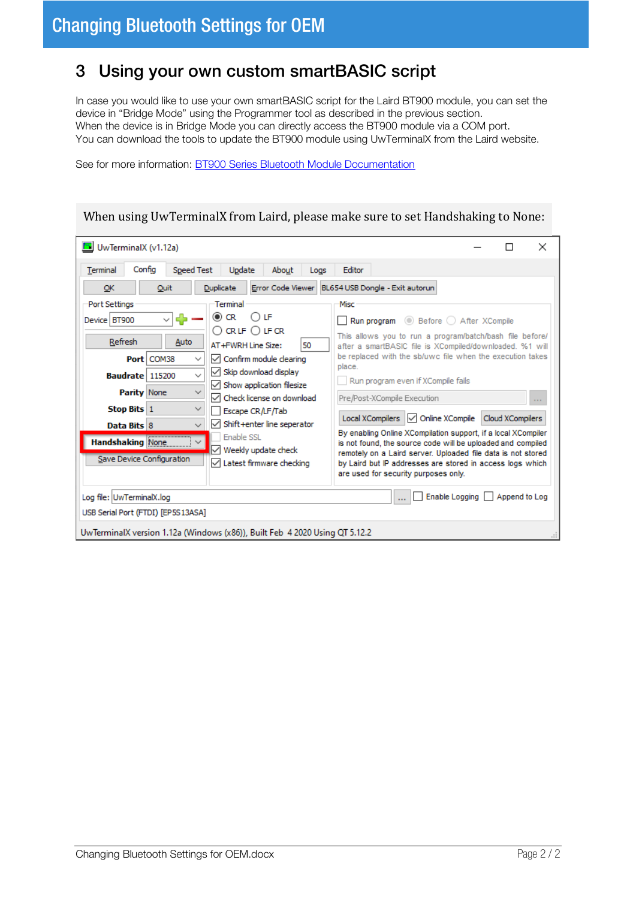## 3 Using your own custom smartBASIC script

In case you would like to use your own smartBASIC script for the Laird BT900 module, you can set the device in "Bridge Mode" using the Programmer tool as described in the previous section.
When the device is in Bridge Mode you can directly access the BT900 module via a COM port.
You can download the tools to update the BT900 module using UwTerminalX from the Laird website.

See for more information: [BT900 Series Bluetooth Module Documentation]

When using UwTerminalX from Laird, please make sure to set Handshaking to None: